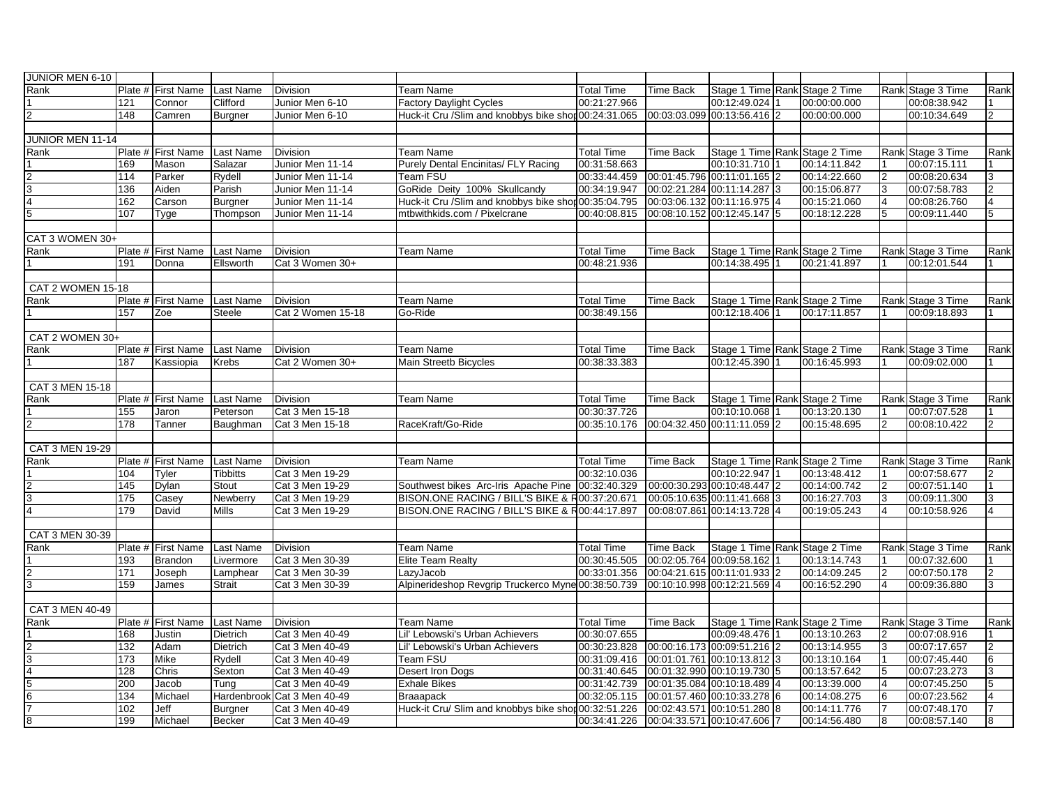| JUNIOR MEN 6-10 | | | | | | | | | | | | | |
|---|---|---|---|---|---|---|---|---|---|---|---|---|---|
| Rank | Plate # | First Name | Last Name | Division | Team Name | Total Time | Time Back | Stage 1 Time | Rank | Stage 2 Time | Rank | Stage 3 Time | Rank |
| 1 | 121 | Connor | Clifford | Junior Men 6-10 | Factory Daylight Cycles | 00:21:27.966 | | 00:12:49.024 | 1 | 00:00:00.000 | | 00:08:38.942 | 1 |
| 2 | 148 | Camren | Burgner | Junior Men 6-10 | Huck-it Cru /Slim and knobbys bike shop | 00:24:31.065 | 00:03:03.099 | 00:13:56.416 | 2 | 00:00:00.000 | | 00:10:34.649 | 2 |
| | | | | | | | | | | | | | |
| JUNIOR MEN 11-14 | | | | | | | | | | | | | |
| Rank | Plate # | First Name | Last Name | Division | Team Name | Total Time | Time Back | Stage 1 Time | Rank | Stage 2 Time | Rank | Stage 3 Time | Rank |
| 1 | 169 | Mason | Salazar | Junior Men 11-14 | Purely Dental Encinitas/ FLY Racing | 00:31:58.663 | | 00:10:31.710 | 1 | 00:14:11.842 | 1 | 00:07:15.111 | 1 |
| 2 | 114 | Parker | Rydell | Junior Men 11-14 | Team FSU | 00:33:44.459 | 00:01:45.796 | 00:11:01.165 | 2 | 00:14:22.660 | 2 | 00:08:20.634 | 3 |
| 3 | 136 | Aiden | Parish | Junior Men 11-14 | GoRide Deity 100% Skullcandy | 00:34:19.947 | 00:02:21.284 | 00:11:14.287 | 3 | 00:15:06.877 | 3 | 00:07:58.783 | 2 |
| 4 | 162 | Carson | Burgner | Junior Men 11-14 | Huck-it Cru /Slim and knobbys bike shop | 00:35:04.795 | 00:03:06.132 | 00:11:16.975 | 4 | 00:15:21.060 | 4 | 00:08:26.760 | 4 |
| 5 | 107 | Tyge | Thompson | Junior Men 11-14 | mtbwithkids.com / Pixelcrane | 00:40:08.815 | 00:08:10.152 | 00:12:45.147 | 5 | 00:18:12.228 | 5 | 00:09:11.440 | 5 |
| | | | | | | | | | | | | | |
| CAT 3 WOMEN 30+ | | | | | | | | | | | | | |
| Rank | Plate # | First Name | Last Name | Division | Team Name | Total Time | Time Back | Stage 1 Time | Rank | Stage 2 Time | Rank | Stage 3 Time | Rank |
| 1 | 191 | Donna | Ellsworth | Cat 3 Women 30+ | | 00:48:21.936 | | 00:14:38.495 | 1 | 00:21:41.897 | 1 | 00:12:01.544 | 1 |
| | | | | | | | | | | | | | |
| CAT 2 WOMEN 15-18 | | | | | | | | | | | | | |
| Rank | Plate # | First Name | Last Name | Division | Team Name | Total Time | Time Back | Stage 1 Time | Rank | Stage 2 Time | Rank | Stage 3 Time | Rank |
| 1 | 157 | Zoe | Steele | Cat 2 Women 15-18 | Go-Ride | 00:38:49.156 | | 00:12:18.406 | 1 | 00:17:11.857 | 1 | 00:09:18.893 | 1 |
| | | | | | | | | | | | | | |
| CAT 2 WOMEN 30+ | | | | | | | | | | | | | |
| Rank | Plate # | First Name | Last Name | Division | Team Name | Total Time | Time Back | Stage 1 Time | Rank | Stage 2 Time | Rank | Stage 3 Time | Rank |
| 1 | 187 | Kassiopia | Krebs | Cat 2 Women 30+ | Main Streetb Bicycles | 00:38:33.383 | | 00:12:45.390 | 1 | 00:16:45.993 | 1 | 00:09:02.000 | 1 |
| | | | | | | | | | | | | | |
| CAT 3 MEN 15-18 | | | | | | | | | | | | | |
| Rank | Plate # | First Name | Last Name | Division | Team Name | Total Time | Time Back | Stage 1 Time | Rank | Stage 2 Time | Rank | Stage 3 Time | Rank |
| 1 | 155 | Jaron | Peterson | Cat 3 Men 15-18 | | 00:30:37.726 | | 00:10:10.068 | 1 | 00:13:20.130 | 1 | 00:07:07.528 | 1 |
| 2 | 178 | Tanner | Baughman | Cat 3 Men 15-18 | RaceKraft/Go-Ride | 00:35:10.176 | 00:04:32.450 | 00:11:11.059 | 2 | 00:15:48.695 | 2 | 00:08:10.422 | 2 |
| | | | | | | | | | | | | | |
| CAT 3 MEN 19-29 | | | | | | | | | | | | | |
| Rank | Plate # | First Name | Last Name | Division | Team Name | Total Time | Time Back | Stage 1 Time | Rank | Stage 2 Time | Rank | Stage 3 Time | Rank |
| 1 | 104 | Tyler | Tibbitts | Cat 3 Men 19-29 | | 00:32:10.036 | | 00:10:22.947 | 1 | 00:13:48.412 | 1 | 00:07:58.677 | 2 |
| 2 | 145 | Dylan | Stout | Cat 3 Men 19-29 | Southwest bikes Arc-Iris Apache Pine | 00:32:40.329 | 00:00:30.293 | 00:10:48.447 | 2 | 00:14:00.742 | 2 | 00:07:51.140 | 1 |
| 3 | 175 | Casey | Newberry | Cat 3 Men 19-29 | BISON.ONE RACING / BILL'S BIKE & R | 00:37:20.671 | 00:05:10.635 | 00:11:41.668 | 3 | 00:16:27.703 | 3 | 00:09:11.300 | 3 |
| 4 | 179 | David | Mills | Cat 3 Men 19-29 | BISON.ONE RACING / BILL'S BIKE & R | 00:44:17.897 | 00:08:07.861 | 00:14:13.728 | 4 | 00:19:05.243 | 4 | 00:10:58.926 | 4 |
| | | | | | | | | | | | | | |
| CAT 3 MEN 30-39 | | | | | | | | | | | | | |
| Rank | Plate # | First Name | Last Name | Division | Team Name | Total Time | Time Back | Stage 1 Time | Rank | Stage 2 Time | Rank | Stage 3 Time | Rank |
| 1 | 193 | Brandon | Livermore | Cat 3 Men 30-39 | Elite Team Realty | 00:30:45.505 | 00:02:05.764 | 00:09:58.162 | 1 | 00:13:14.743 | 1 | 00:07:32.600 | 1 |
| 2 | 171 | Joseph | Lamphear | Cat 3 Men 30-39 | LazyJacob | 00:33:01.356 | 00:04:21.615 | 00:11:01.933 | 2 | 00:14:09.245 | 2 | 00:07:50.178 | 2 |
| 3 | 159 | James | Strait | Cat 3 Men 30-39 | Alpinerideshop Revgrip Truckerco Myne | 00:38:50.739 | 00:10:10.998 | 00:12:21.569 | 4 | 00:16:52.290 | 4 | 00:09:36.880 | 3 |
| | | | | | | | | | | | | | |
| CAT 3 MEN 40-49 | | | | | | | | | | | | | |
| Rank | Plate # | First Name | Last Name | Division | Team Name | Total Time | Time Back | Stage 1 Time | Rank | Stage 2 Time | Rank | Stage 3 Time | Rank |
| 1 | 168 | Justin | Dietrich | Cat 3 Men 40-49 | Lil' Lebowski's Urban Achievers | 00:30:07.655 | | 00:09:48.476 | 1 | 00:13:10.263 | 2 | 00:07:08.916 | 1 |
| 2 | 132 | Adam | Dietrich | Cat 3 Men 40-49 | Lil' Lebowski's Urban Achievers | 00:30:23.828 | 00:00:16.173 | 00:09:51.216 | 2 | 00:13:14.955 | 3 | 00:07:17.657 | 2 |
| 3 | 173 | Mike | Rydell | Cat 3 Men 40-49 | Team FSU | 00:31:09.416 | 00:01:01.761 | 00:10:13.812 | 3 | 00:13:10.164 | 1 | 00:07:45.440 | 6 |
| 4 | 128 | Chris | Sexton | Cat 3 Men 40-49 | Desert Iron Dogs | 00:31:40.645 | 00:01:32.990 | 00:10:19.730 | 5 | 00:13:57.642 | 5 | 00:07:23.273 | 3 |
| 5 | 200 | Jacob | Tung | Cat 3 Men 40-49 | Exhale Bikes | 00:31:42.739 | 00:01:35.084 | 00:10:18.489 | 4 | 00:13:39.000 | 4 | 00:07:45.250 | 5 |
| 6 | 134 | Michael | Hardenbrook | Cat 3 Men 40-49 | Braaapack | 00:32:05.115 | 00:01:57.460 | 00:10:33.278 | 6 | 00:14:08.275 | 6 | 00:07:23.562 | 4 |
| 7 | 102 | Jeff | Burgner | Cat 3 Men 40-49 | Huck-it Cru/ Slim and knobbys bike shop | 00:32:51.226 | 00:02:43.571 | 00:10:51.280 | 8 | 00:14:11.776 | 7 | 00:07:48.170 | 7 |
| 8 | 199 | Michael | Becker | Cat 3 Men 40-49 | | 00:34:41.226 | 00:04:33.571 | 00:10:47.606 | 7 | 00:14:56.480 | 8 | 00:08:57.140 | 8 |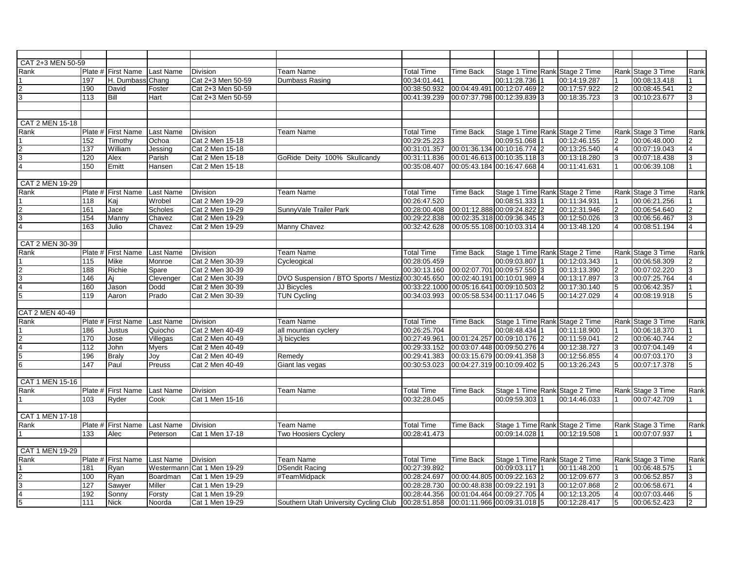| CAT 2+3 MEN 50-59 | | | | | | | | | | | | | |
|---|---|---|---|---|---|---|---|---|---|---|---|---|---|
| Rank | Plate # | First Name | Last Name | Division | Team Name | Total Time | Time Back | Stage 1 Time | Rank | Stage 2 Time | Rank | Stage 3 Time | Rank |
| 1 | 197 | H. Dumbass | Chang | Cat 2+3 Men 50-59 | Dumbass Rasing | 00:34:01.441 | | 00:11:28.736 | 1 | 00:14:19.287 | 1 | 00:08:13.418 | 1 |
| 2 | 190 | David | Foster | Cat 2+3 Men 50-59 | | 00:38:50.932 | 00:04:49.491 | 00:12:07.469 | 2 | 00:17:57.922 | 2 | 00:08:45.541 | 2 |
| 3 | 113 | Bill | Hart | Cat 2+3 Men 50-59 | | 00:41:39.239 | 00:07:37.798 | 00:12:39.839 | 3 | 00:18:35.723 | 3 | 00:10:23.677 | 3 |

| CAT 2 MEN 15-18 | | | | | | | | | | | | | |
|---|---|---|---|---|---|---|---|---|---|---|---|---|---|
| Rank | Plate # | First Name | Last Name | Division | Team Name | Total Time | Time Back | Stage 1 Time | Rank | Stage 2 Time | Rank | Stage 3 Time | Rank |
| 1 | 152 | Timothy | Ochoa | Cat 2 Men 15-18 | | 00:29:25.223 | | 00:09:51.068 | 1 | 00:12:46.155 | 2 | 00:06:48.000 | 2 |
| 2 | 137 | William | Jessing | Cat 2 Men 15-18 | | 00:31:01.357 | 00:01:36.134 | 00:10:16.774 | 2 | 00:13:25.540 | 4 | 00:07:19.043 | 4 |
| 3 | 120 | Alex | Parish | Cat 2 Men 15-18 | GoRide Deity 100% Skullcandy | 00:31:11.836 | 00:01:46.613 | 00:10:35.118 | 3 | 00:13:18.280 | 3 | 00:07:18.438 | 3 |
| 4 | 150 | Emitt | Hansen | Cat 2 Men 15-18 | | 00:35:08.407 | 00:05:43.184 | 00:16:47.668 | 4 | 00:11:41.631 | 1 | 00:06:39.108 | 1 |

| CAT 2 MEN 19-29 | | | | | | | | | | | | | |
|---|---|---|---|---|---|---|---|---|---|---|---|---|---|
| Rank | Plate # | First Name | Last Name | Division | Team Name | Total Time | Time Back | Stage 1 Time | Rank | Stage 2 Time | Rank | Stage 3 Time | Rank |
| 1 | 118 | Kaj | Wrobel | Cat 2 Men 19-29 | | 00:26:47.520 | | 00:08:51.333 | 1 | 00:11:34.931 | 1 | 00:06:21.256 | 1 |
| 2 | 161 | Jace | Scholes | Cat 2 Men 19-29 | SunnyVale Trailer Park | 00:28:00.408 | 00:01:12.888 | 00:09:24.822 | 2 | 00:12:31.946 | 2 | 00:06:54.640 | 2 |
| 3 | 154 | Manny | Chavez | Cat 2 Men 19-29 | | 00:29:22.838 | 00:02:35.318 | 00:09:36.345 | 3 | 00:12:50.026 | 3 | 00:06:56.467 | 3 |
| 4 | 163 | Julio | Chavez | Cat 2 Men 19-29 | Manny Chavez | 00:32:42.628 | 00:05:55.108 | 00:10:03.314 | 4 | 00:13:48.120 | 4 | 00:08:51.194 | 4 |

| CAT 2 MEN 30-39 | | | | | | | | | | | | | |
|---|---|---|---|---|---|---|---|---|---|---|---|---|---|
| Rank | Plate # | First Name | Last Name | Division | Team Name | Total Time | Time Back | Stage 1 Time | Rank | Stage 2 Time | Rank | Stage 3 Time | Rank |
| 1 | 115 | Mike | Monroe | Cat 2 Men 30-39 | Cycleogical | 00:28:05.459 | | 00:09:03.807 | 1 | 00:12:03.343 | 1 | 00:06:58.309 | 2 |
| 2 | 188 | Richie | Spare | Cat 2 Men 30-39 | | 00:30:13.160 | 00:02:07.701 | 00:09:57.550 | 3 | 00:13:13.390 | 2 | 00:07:02.220 | 3 |
| 3 | 146 | Aj | Clevenger | Cat 2 Men 30-39 | DVO Suspension / BTO Sports / Mestiza | 00:30:45.650 | 00:02:40.191 | 00:10:01.989 | 4 | 00:13:17.897 | 3 | 00:07:25.764 | 4 |
| 4 | 160 | Jason | Dodd | Cat 2 Men 30-39 | JJ Bicycles | 00:33:22.1000 | 00:05:16.641 | 00:09:10.503 | 2 | 00:17:30.140 | 5 | 00:06:42.357 | 1 |
| 5 | 119 | Aaron | Prado | Cat 2 Men 30-39 | TUN Cycling | 00:34:03.993 | 00:05:58.534 | 00:11:17.046 | 5 | 00:14:27.029 | 4 | 00:08:19.918 | 5 |

| CAT 2 MEN 40-49 | | | | | | | | | | | | | |
|---|---|---|---|---|---|---|---|---|---|---|---|---|---|
| Rank | Plate # | First Name | Last Name | Division | Team Name | Total Time | Time Back | Stage 1 Time | Rank | Stage 2 Time | Rank | Stage 3 Time | Rank |
| 1 | 186 | Justus | Quiocho | Cat 2 Men 40-49 | all mountian cyclery | 00:26:25.704 | | 00:08:48.434 | 1 | 00:11:18.900 | 1 | 00:06:18.370 | 1 |
| 2 | 170 | Jose | Villegas | Cat 2 Men 40-49 | Jj bicycles | 00:27:49.961 | 00:01:24.257 | 00:09:10.176 | 2 | 00:11:59.041 | 2 | 00:06:40.744 | 2 |
| 4 | 112 | John | Myers | Cat 2 Men 40-49 | | 00:29:33.152 | 00:03:07.448 | 00:09:50.276 | 4 | 00:12:38.727 | 3 | 00:07:04.149 | 4 |
| 5 | 196 | Braly | Joy | Cat 2 Men 40-49 | Remedy | 00:29:41.383 | 00:03:15.679 | 00:09:41.358 | 3 | 00:12:56.855 | 4 | 00:07:03.170 | 3 |
| 6 | 147 | Paul | Preuss | Cat 2 Men 40-49 | Giant las vegas | 00:30:53.023 | 00:04:27.319 | 00:10:09.402 | 5 | 00:13:26.243 | 5 | 00:07:17.378 | 5 |

| CAT 1 MEN 15-16 | | | | | | | | | | | | | |
|---|---|---|---|---|---|---|---|---|---|---|---|---|---|
| Rank | Plate # | First Name | Last Name | Division | Team Name | Total Time | Time Back | Stage 1 Time | Rank | Stage 2 Time | Rank | Stage 3 Time | Rank |
| 1 | 103 | Ryder | Cook | Cat 1 Men 15-16 | | 00:32:28.045 | | 00:09:59.303 | 1 | 00:14:46.033 | 1 | 00:07:42.709 | 1 |

| CAT 1 MEN 17-18 | | | | | | | | | | | | | |
|---|---|---|---|---|---|---|---|---|---|---|---|---|---|
| Rank | Plate # | First Name | Last Name | Division | Team Name | Total Time | Time Back | Stage 1 Time | Rank | Stage 2 Time | Rank | Stage 3 Time | Rank |
| 1 | 133 | Alec | Peterson | Cat 1 Men 17-18 | Two Hoosiers Cyclery | 00:28:41.473 | | 00:09:14.028 | 1 | 00:12:19.508 | 1 | 00:07:07.937 | 1 |

| CAT 1 MEN 19-29 | | | | | | | | | | | | | |
|---|---|---|---|---|---|---|---|---|---|---|---|---|---|
| Rank | Plate # | First Name | Last Name | Division | Team Name | Total Time | Time Back | Stage 1 Time | Rank | Stage 2 Time | Rank | Stage 3 Time | Rank |
| 1 | 181 | Ryan | Westermann | Cat 1 Men 19-29 | DSendit Racing | 00:27:39.892 | | 00:09:03.117 | 1 | 00:11:48.200 | 1 | 00:06:48.575 | 1 |
| 2 | 100 | Ryan | Boardman | Cat 1 Men 19-29 | #TeamMidpack | 00:28:24.697 | 00:00:44.805 | 00:09:22.163 | 2 | 00:12:09.677 | 3 | 00:06:52.857 | 3 |
| 3 | 127 | Sawyer | Miller | Cat 1 Men 19-29 | | 00:28:28.730 | 00:00:48.838 | 00:09:22.191 | 3 | 00:12:07.868 | 2 | 00:06:58.671 | 4 |
| 4 | 192 | Sonny | Forsty | Cat 1 Men 19-29 | | 00:28:44.356 | 00:01:04.464 | 00:09:27.705 | 4 | 00:12:13.205 | 4 | 00:07:03.446 | 5 |
| 5 | 111 | Nick | Noorda | Cat 1 Men 19-29 | Southern Utah University Cycling Club | 00:28:51.858 | 00:01:11.966 | 00:09:31.018 | 5 | 00:12:28.417 | 5 | 00:06:52.423 | 2 |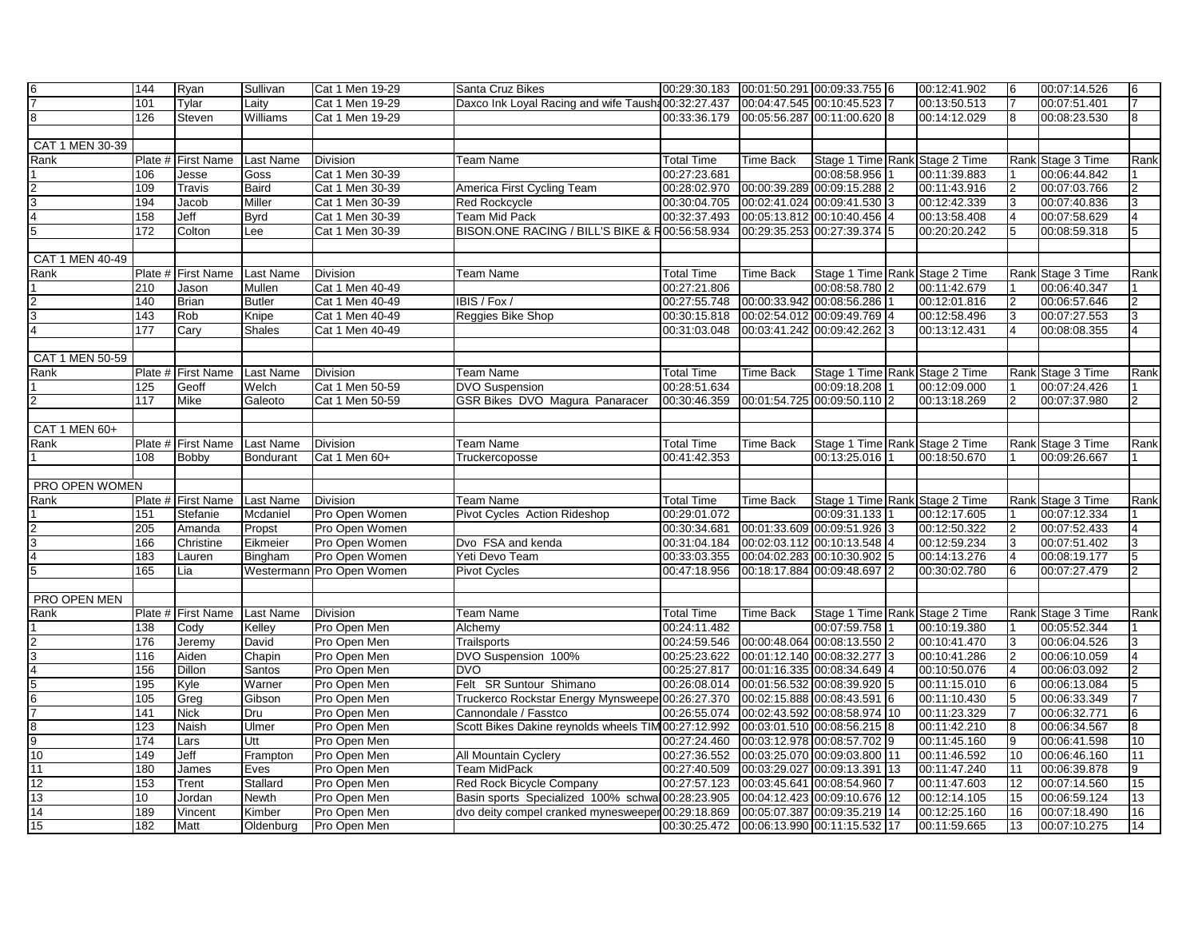| | | | | | | | | | | | | | | |
|---|---|---|---|---|---|---|---|---|---|---|---|---|---|---|
| 6 | 144 | Ryan | Sullivan | Cat 1 Men 19-29 | Santa Cruz Bikes | 00:29:30.183 | 00:01:50.291 | 00:09:33.755 | 6 | 00:12:41.902 | 6 | 00:07:14.526 | 6 |
| 7 | 101 | Tylar | Laity | Cat 1 Men 19-29 | Daxco Ink Loyal Racing and wife Tausha | 00:32:27.437 | 00:04:47.545 | 00:10:45.523 | 7 | 00:13:50.513 | 7 | 00:07:51.401 | 7 |
| 8 | 126 | Steven | Williams | Cat 1 Men 19-29 | | 00:33:36.179 | 00:05:56.287 | 00:11:00.620 | 8 | 00:14:12.029 | 8 | 00:08:23.530 | 8 |
| | | | | | | | | | | | | | |
| CAT 1 MEN 30-39 | | | | | | | | | | | | | |
| Rank | Plate # | First Name | Last Name | Division | Team Name | Total Time | Time Back | Stage 1 Time | Rank | Stage 2 Time | Rank | Stage 3 Time | Rank |
| 1 | 106 | Jesse | Goss | Cat 1 Men 30-39 | | 00:27:23.681 | | 00:08:58.956 | 1 | 00:11:39.883 | 1 | 00:06:44.842 | 1 |
| 2 | 109 | Travis | Baird | Cat 1 Men 30-39 | America First Cycling Team | 00:28:02.970 | 00:00:39.289 | 00:09:15.288 | 2 | 00:11:43.916 | 2 | 00:07:03.766 | 2 |
| 3 | 194 | Jacob | Miller | Cat 1 Men 30-39 | Red Rockcycle | 00:30:04.705 | 00:02:41.024 | 00:09:41.530 | 3 | 00:12:42.339 | 3 | 00:07:40.836 | 3 |
| 4 | 158 | Jeff | Byrd | Cat 1 Men 30-39 | Team Mid Pack | 00:32:37.493 | 00:05:13.812 | 00:10:40.456 | 4 | 00:13:58.408 | 4 | 00:07:58.629 | 4 |
| 5 | 172 | Colton | Lee | Cat 1 Men 30-39 | BISON.ONE RACING / BILL'S BIKE & R | 00:56:58.934 | 00:29:35.253 | 00:27:39.374 | 5 | 00:20:20.242 | 5 | 00:08:59.318 | 5 |
| | | | | | | | | | | | | | |
| CAT 1 MEN 40-49 | | | | | | | | | | | | | |
| Rank | Plate # | First Name | Last Name | Division | Team Name | Total Time | Time Back | Stage 1 Time | Rank | Stage 2 Time | Rank | Stage 3 Time | Rank |
| 1 | 210 | Jason | Mullen | Cat 1 Men 40-49 | | 00:27:21.806 | | 00:08:58.780 | 2 | 00:11:42.679 | 1 | 00:06:40.347 | 1 |
| 2 | 140 | Brian | Butler | Cat 1 Men 40-49 | IBIS / Fox / | 00:27:55.748 | 00:00:33.942 | 00:08:56.286 | 1 | 00:12:01.816 | 2 | 00:06:57.646 | 2 |
| 3 | 143 | Rob | Knipe | Cat 1 Men 40-49 | Reggies Bike Shop | 00:30:15.818 | 00:02:54.012 | 00:09:49.769 | 4 | 00:12:58.496 | 3 | 00:07:27.553 | 3 |
| 4 | 177 | Cary | Shales | Cat 1 Men 40-49 | | 00:31:03.048 | 00:03:41.242 | 00:09:42.262 | 3 | 00:13:12.431 | 4 | 00:08:08.355 | 4 |
| | | | | | | | | | | | | | |
| CAT 1 MEN 50-59 | | | | | | | | | | | | | |
| Rank | Plate # | First Name | Last Name | Division | Team Name | Total Time | Time Back | Stage 1 Time | Rank | Stage 2 Time | Rank | Stage 3 Time | Rank |
| 1 | 125 | Geoff | Welch | Cat 1 Men 50-59 | DVO Suspension | 00:28:51.634 | | 00:09:18.208 | 1 | 00:12:09.000 | 1 | 00:07:24.426 | 1 |
| 2 | 117 | Mike | Galeoto | Cat 1 Men 50-59 | GSR Bikes DVO Magura Panaracer | 00:30:46.359 | 00:01:54.725 | 00:09:50.110 | 2 | 00:13:18.269 | 2 | 00:07:37.980 | 2 |
| | | | | | | | | | | | | | |
| CAT 1 MEN 60+ | | | | | | | | | | | | | |
| Rank | Plate # | First Name | Last Name | Division | Team Name | Total Time | Time Back | Stage 1 Time | Rank | Stage 2 Time | Rank | Stage 3 Time | Rank |
| 1 | 108 | Bobby | Bondurant | Cat 1 Men 60+ | Truckercoposse | 00:41:42.353 | | 00:13:25.016 | 1 | 00:18:50.670 | 1 | 00:09:26.667 | 1 |
| | | | | | | | | | | | | | |
| PRO OPEN WOMEN | | | | | | | | | | | | | |
| Rank | Plate # | First Name | Last Name | Division | Team Name | Total Time | Time Back | Stage 1 Time | Rank | Stage 2 Time | Rank | Stage 3 Time | Rank |
| 1 | 151 | Stefanie | Mcdaniel | Pro Open Women | Pivot Cycles Action Rideshop | 00:29:01.072 | | 00:09:31.133 | 1 | 00:12:17.605 | 1 | 00:07:12.334 | 1 |
| 2 | 205 | Amanda | Propst | Pro Open Women | | 00:30:34.681 | 00:01:33.609 | 00:09:51.926 | 3 | 00:12:50.322 | 2 | 00:07:52.433 | 4 |
| 3 | 166 | Christine | Eikmeier | Pro Open Women | Dvo FSA and kenda | 00:31:04.184 | 00:02:03.112 | 00:10:13.548 | 4 | 00:12:59.234 | 3 | 00:07:51.402 | 3 |
| 4 | 183 | Lauren | Bingham | Pro Open Women | Yeti Devo Team | 00:33:03.355 | 00:04:02.283 | 00:10:30.902 | 5 | 00:14:13.276 | 4 | 00:08:19.177 | 5 |
| 5 | 165 | Lia | Westermann | Pro Open Women | Pivot Cycles | 00:47:18.956 | 00:18:17.884 | 00:09:48.697 | 2 | 00:30:02.780 | 6 | 00:07:27.479 | 2 |
| | | | | | | | | | | | | | |
| PRO OPEN MEN | | | | | | | | | | | | | |
| Rank | Plate # | First Name | Last Name | Division | Team Name | Total Time | Time Back | Stage 1 Time | Rank | Stage 2 Time | Rank | Stage 3 Time | Rank |
| 1 | 138 | Cody | Kelley | Pro Open Men | Alchemy | 00:24:11.482 | | 00:07:59.758 | 1 | 00:10:19.380 | 1 | 00:05:52.344 | 1 |
| 2 | 176 | Jeremy | David | Pro Open Men | Trailsports | 00:24:59.546 | 00:00:48.064 | 00:08:13.550 | 2 | 00:10:41.470 | 3 | 00:06:04.526 | 3 |
| 3 | 116 | Aiden | Chapin | Pro Open Men | DVO Suspension 100% | 00:25:23.622 | 00:01:12.140 | 00:08:32.277 | 3 | 00:10:41.286 | 2 | 00:06:10.059 | 4 |
| 4 | 156 | Dillon | Santos | Pro Open Men | DVO | 00:25:27.817 | 00:01:16.335 | 00:08:34.649 | 4 | 00:10:50.076 | 4 | 00:06:03.092 | 2 |
| 5 | 195 | Kyle | Warner | Pro Open Men | Felt SR Suntour Shimano | 00:26:08.014 | 00:01:56.532 | 00:08:39.920 | 5 | 00:11:15.010 | 6 | 00:06:13.084 | 5 |
| 6 | 105 | Greg | Gibson | Pro Open Men | Truckerco Rockstar Energy Mynsweepe | 00:26:27.370 | 00:02:15.888 | 00:08:43.591 | 6 | 00:11:10.430 | 5 | 00:06:33.349 | 7 |
| 7 | 141 | Nick | Dru | Pro Open Men | Cannondale / Fasstco | 00:26:55.074 | 00:02:43.592 | 00:08:58.974 | 10 | 00:11:23.329 | 7 | 00:06:32.771 | 6 |
| 8 | 123 | Naish | Ulmer | Pro Open Men | Scott Bikes Dakine reynolds wheels TIM | 00:27:12.992 | 00:03:01.510 | 00:08:56.215 | 8 | 00:11:42.210 | 8 | 00:06:34.567 | 8 |
| 9 | 174 | Lars | Utt | Pro Open Men | | 00:27:24.460 | 00:03:12.978 | 00:08:57.702 | 9 | 00:11:45.160 | 9 | 00:06:41.598 | 10 |
| 10 | 149 | Jeff | Frampton | Pro Open Men | All Mountain Cyclery | 00:27:36.552 | 00:03:25.070 | 00:09:03.800 | 11 | 00:11:46.592 | 10 | 00:06:46.160 | 11 |
| 11 | 180 | James | Eves | Pro Open Men | Team MidPack | 00:27:40.509 | 00:03:29.027 | 00:09:13.391 | 13 | 00:11:47.240 | 11 | 00:06:39.878 | 9 |
| 12 | 153 | Trent | Stallard | Pro Open Men | Red Rock Bicycle Company | 00:27:57.123 | 00:03:45.641 | 00:08:54.960 | 7 | 00:11:47.603 | 12 | 00:07:14.560 | 15 |
| 13 | 10 | Jordan | Newth | Pro Open Men | Basin sports Specialized 100% schwa | 00:28:23.905 | 00:04:12.423 | 00:09:10.676 | 12 | 00:12:14.105 | 15 | 00:06:59.124 | 13 |
| 14 | 189 | Vincent | Kimber | Pro Open Men | dvo deity compel cranked mynesweeper | 00:29:18.869 | 00:05:07.387 | 00:09:35.219 | 14 | 00:12:25.160 | 16 | 00:07:18.490 | 16 |
| 15 | 182 | Matt | Oldenburg | Pro Open Men | | 00:30:25.472 | 00:06:13.990 | 00:11:15.532 | 17 | 00:11:59.665 | 13 | 00:07:10.275 | 14 |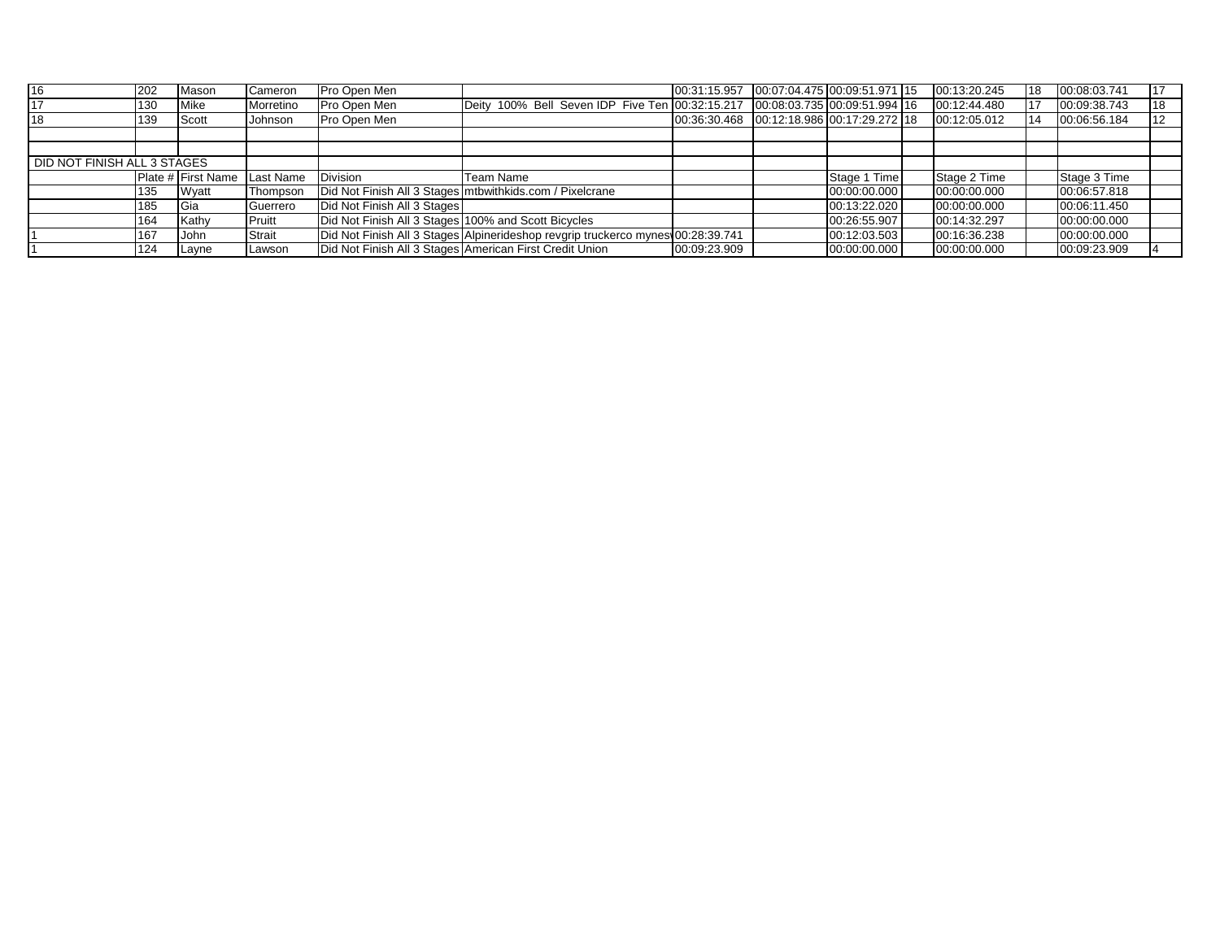| | | | | | | | | | | | | | |
|---|---|---|---|---|---|---|---|---|---|---|---|---|---|
| 16 | 202 | Mason | Cameron | Pro Open Men | | 00:31:15.957 | 00:07:04.475 | 00:09:51.971 | 15 | 00:13:20.245 | 18 | 00:08:03.741 | 17 |
| 17 | 130 | Mike | Morretino | Pro Open Men | Deity 100% Bell Seven IDP Five Ten | 00:32:15.217 | 00:08:03.735 | 00:09:51.994 | 16 | 00:12:44.480 | 17 | 00:09:38.743 | 18 |
| 18 | 139 | Scott | Johnson | Pro Open Men | | 00:36:30.468 | 00:12:18.986 | 00:17:29.272 | 18 | 00:12:05.012 | 14 | 00:06:56.184 | 12 |
| | | | | | | | | | | | | | |
| | | | | | | | | | | | | | |
| DID NOT FINISH ALL 3 STAGES | | | | | | | | | | | | | |
| | Plate # | First Name | Last Name | Division | Team Name | | | Stage 1 Time | | Stage 2 Time | | Stage 3 Time | |
| | 135 | Wyatt | Thompson | Did Not Finish All 3 Stages | mtbwithkids.com / Pixelcrane | | | 00:00:00.000 | | 00:00:00.000 | | 00:06:57.818 | |
| | 185 | Gia | Guerrero | Did Not Finish All 3 Stages | | | | 00:13:22.020 | | 00:00:00.000 | | 00:06:11.450 | |
| | 164 | Kathy | Pruitt | Did Not Finish All 3 Stages | 100% and Scott Bicycles | | | 00:26:55.907 | | 00:14:32.297 | | 00:00:00.000 | |
| 1 | 167 | John | Strait | Did Not Finish All 3 Stages | Alpinerideshop revgrip truckerco mynes | 00:28:39.741 | | 00:12:03.503 | | 00:16:36.238 | | 00:00:00.000 | |
| 1 | 124 | Layne | Lawson | Did Not Finish All 3 Stages | American First Credit Union | 00:09:23.909 | | 00:00:00.000 | | 00:00:00.000 | | 00:09:23.909 | 4 |